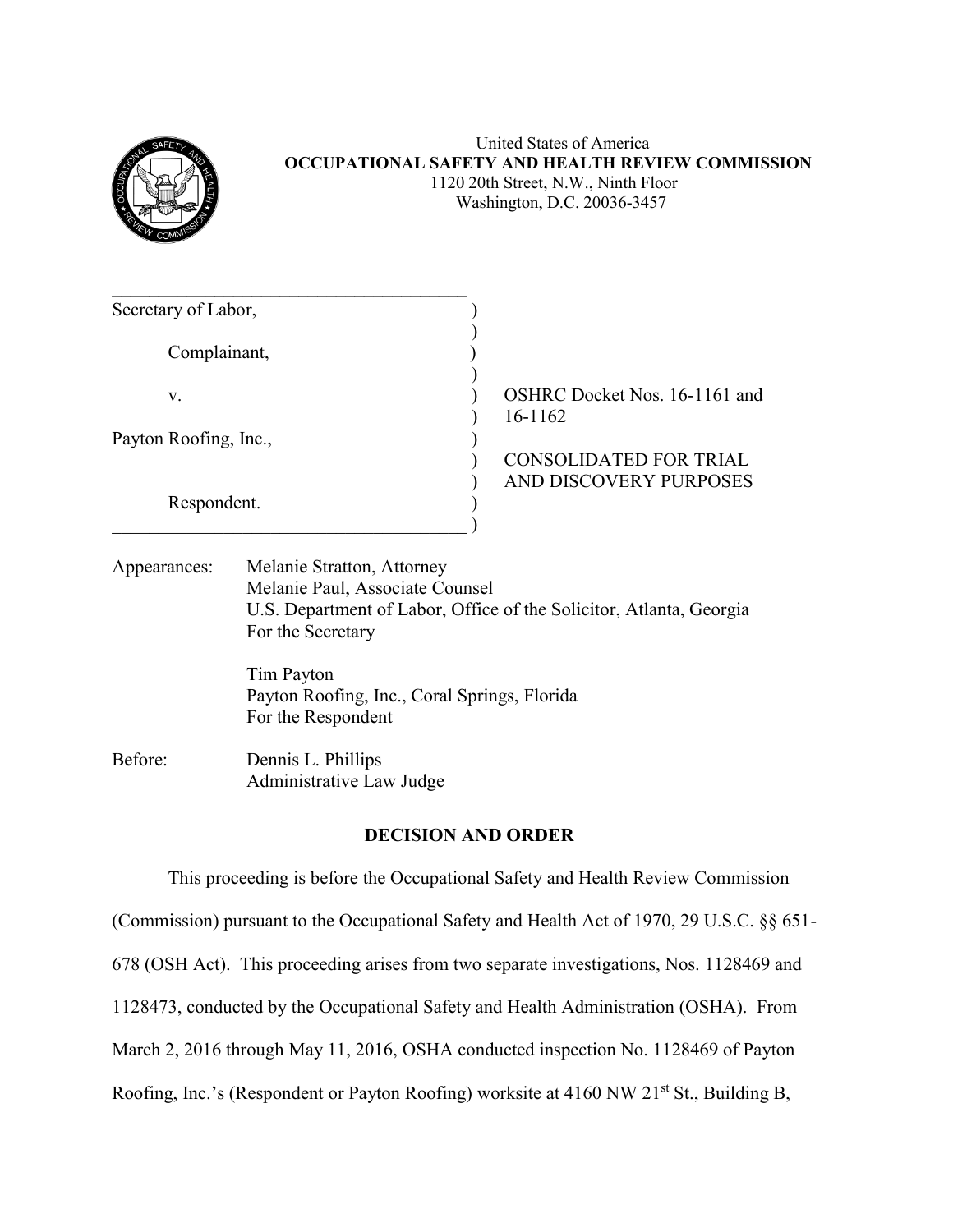United States of America
**OCCUPATIONAL SAFETY AND HEALTH REVIEW COMMISSION**
1120 20th Street, N.W., Ninth Floor
Washington, D.C. 20036-3457

| | |
|---|---|
| Secretary of Labor,<br><br>Complainant,<br><br>v.<br><br>Payton Roofing, Inc.,<br><br>Respondent. | OSHRC Docket Nos. 16-1161 and 16-1162<br><br>CONSOLIDATED FOR TRIAL AND DISCOVERY PURPOSES |

Appearances: Melanie Stratton, Attorney
Melanie Paul, Associate Counsel
U.S. Department of Labor, Office of the Solicitor, Atlanta, Georgia
For the Secretary

Tim Payton
Payton Roofing, Inc., Coral Springs, Florida
For the Respondent

Before: Dennis L. Phillips
Administrative Law Judge

## DECISION AND ORDER

This proceeding is before the Occupational Safety and Health Review Commission (Commission) pursuant to the Occupational Safety and Health Act of 1970, 29 U.S.C. §§ 651-678 (OSH Act). This proceeding arises from two separate investigations, Nos. 1128469 and 1128473, conducted by the Occupational Safety and Health Administration (OSHA). From March 2, 2016 through May 11, 2016, OSHA conducted inspection No. 1128469 of Payton Roofing, Inc.'s (Respondent or Payton Roofing) worksite at 4160 NW 21st St., Building B,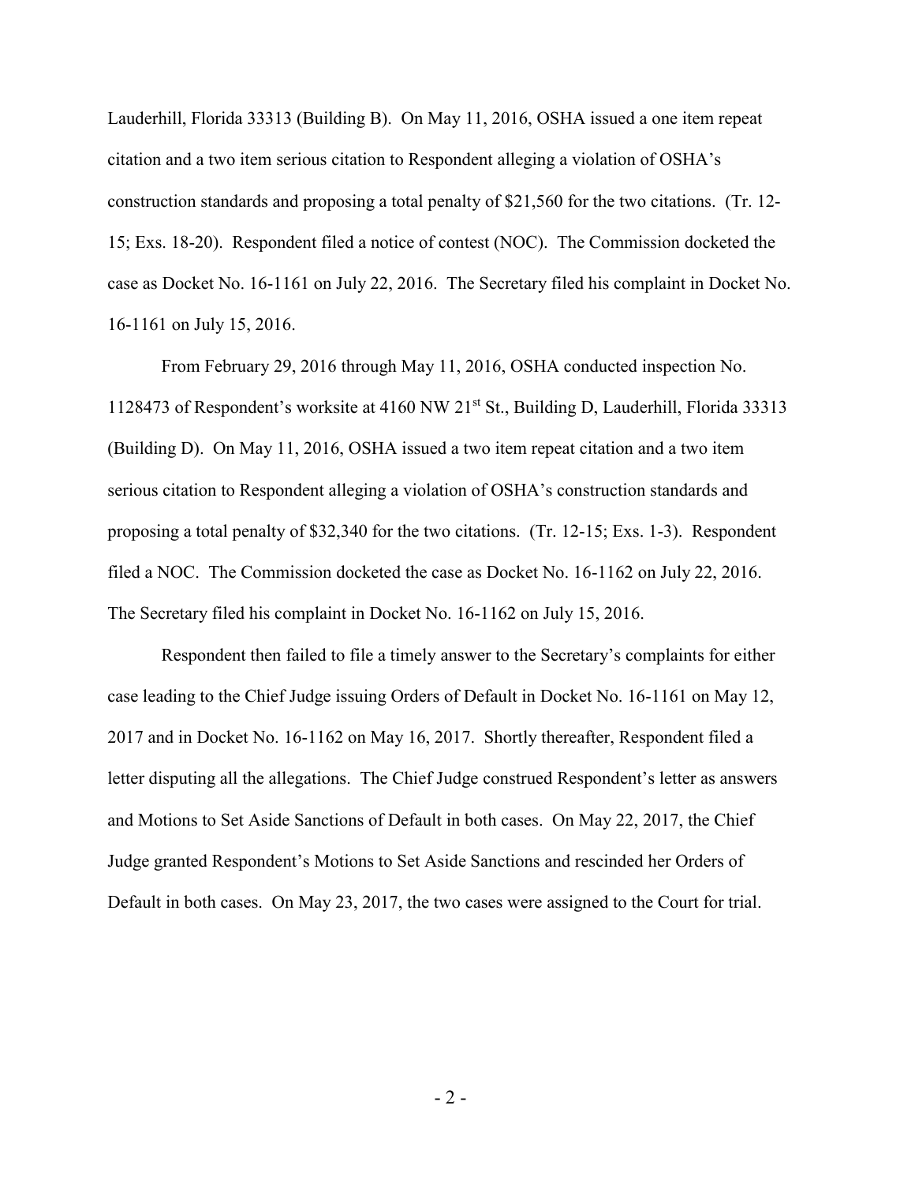Lauderhill, Florida 33313 (Building B). On May 11, 2016, OSHA issued a one item repeat citation and a two item serious citation to Respondent alleging a violation of OSHA's construction standards and proposing a total penalty of $21,560 for the two citations. (Tr. 12-15; Exs. 18-20). Respondent filed a notice of contest (NOC). The Commission docketed the case as Docket No. 16-1161 on July 22, 2016. The Secretary filed his complaint in Docket No. 16-1161 on July 15, 2016.

From February 29, 2016 through May 11, 2016, OSHA conducted inspection No. 1128473 of Respondent's worksite at 4160 NW 21st St., Building D, Lauderhill, Florida 33313 (Building D). On May 11, 2016, OSHA issued a two item repeat citation and a two item serious citation to Respondent alleging a violation of OSHA's construction standards and proposing a total penalty of $32,340 for the two citations. (Tr. 12-15; Exs. 1-3). Respondent filed a NOC. The Commission docketed the case as Docket No. 16-1162 on July 22, 2016. The Secretary filed his complaint in Docket No. 16-1162 on July 15, 2016.

Respondent then failed to file a timely answer to the Secretary's complaints for either case leading to the Chief Judge issuing Orders of Default in Docket No. 16-1161 on May 12, 2017 and in Docket No. 16-1162 on May 16, 2017. Shortly thereafter, Respondent filed a letter disputing all the allegations. The Chief Judge construed Respondent's letter as answers and Motions to Set Aside Sanctions of Default in both cases. On May 22, 2017, the Chief Judge granted Respondent's Motions to Set Aside Sanctions and rescinded her Orders of Default in both cases. On May 23, 2017, the two cases were assigned to the Court for trial.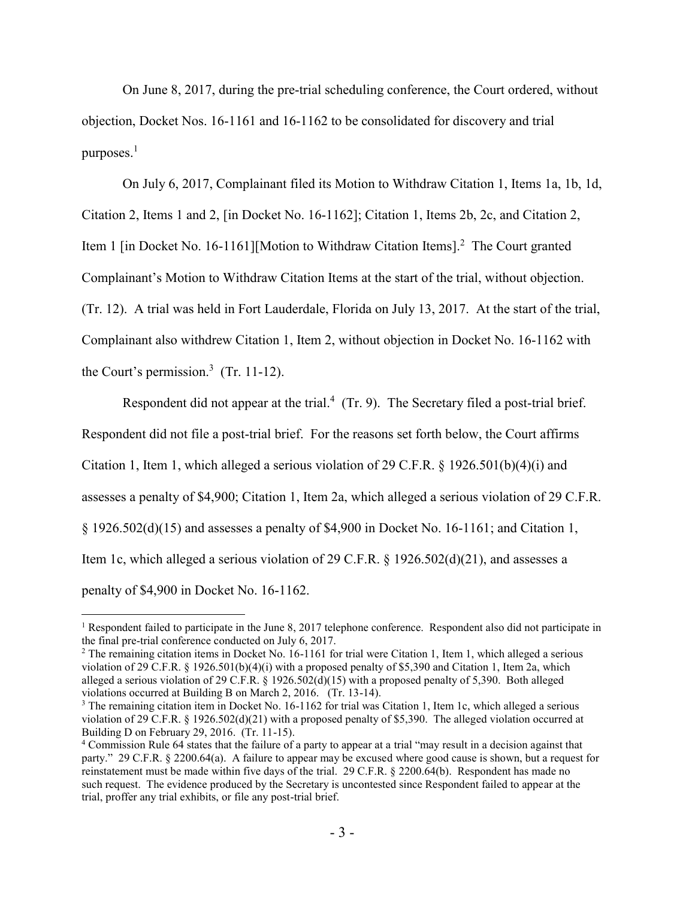On June 8, 2017, during the pre-trial scheduling conference, the Court ordered, without objection, Docket Nos. 16-1161 and 16-1162 to be consolidated for discovery and trial purposes.[1]

On July 6, 2017, Complainant filed its Motion to Withdraw Citation 1, Items 1a, 1b, 1d, Citation 2, Items 1 and 2, [in Docket No. 16-1162]; Citation 1, Items 2b, 2c, and Citation 2, Item 1 [in Docket No. 16-1161][Motion to Withdraw Citation Items].[2] The Court granted Complainant's Motion to Withdraw Citation Items at the start of the trial, without objection. (Tr. 12). A trial was held in Fort Lauderdale, Florida on July 13, 2017. At the start of the trial, Complainant also withdrew Citation 1, Item 2, without objection in Docket No. 16-1162 with the Court's permission.[3] (Tr. 11-12).

Respondent did not appear at the trial.[4] (Tr. 9). The Secretary filed a post-trial brief. Respondent did not file a post-trial brief. For the reasons set forth below, the Court affirms Citation 1, Item 1, which alleged a serious violation of 29 C.F.R. § 1926.501(b)(4)(i) and assesses a penalty of $4,900; Citation 1, Item 2a, which alleged a serious violation of 29 C.F.R. § 1926.502(d)(15) and assesses a penalty of $4,900 in Docket No. 16-1161; and Citation 1, Item 1c, which alleged a serious violation of 29 C.F.R. § 1926.502(d)(21), and assesses a penalty of $4,900 in Docket No. 16-1162.

---

[1] Respondent failed to participate in the June 8, 2017 telephone conference. Respondent also did not participate in the final pre-trial conference conducted on July 6, 2017.

[2] The remaining citation items in Docket No. 16-1161 for trial were Citation 1, Item 1, which alleged a serious violation of 29 C.F.R. § 1926.501(b)(4)(i) with a proposed penalty of $5,390 and Citation 1, Item 2a, which alleged a serious violation of 29 C.F.R. § 1926.502(d)(15) with a proposed penalty of 5,390. Both alleged violations occurred at Building B on March 2, 2016. (Tr. 13-14).

[3] The remaining citation item in Docket No. 16-1162 for trial was Citation 1, Item 1c, which alleged a serious violation of 29 C.F.R. § 1926.502(d)(21) with a proposed penalty of $5,390. The alleged violation occurred at Building D on February 29, 2016. (Tr. 11-15).

[4] Commission Rule 64 states that the failure of a party to appear at a trial "may result in a decision against that party." 29 C.F.R. § 2200.64(a). A failure to appear may be excused where good cause is shown, but a request for reinstatement must be made within five days of the trial. 29 C.F.R. § 2200.64(b). Respondent has made no such request. The evidence produced by the Secretary is uncontested since Respondent failed to appear at the trial, proffer any trial exhibits, or file any post-trial brief.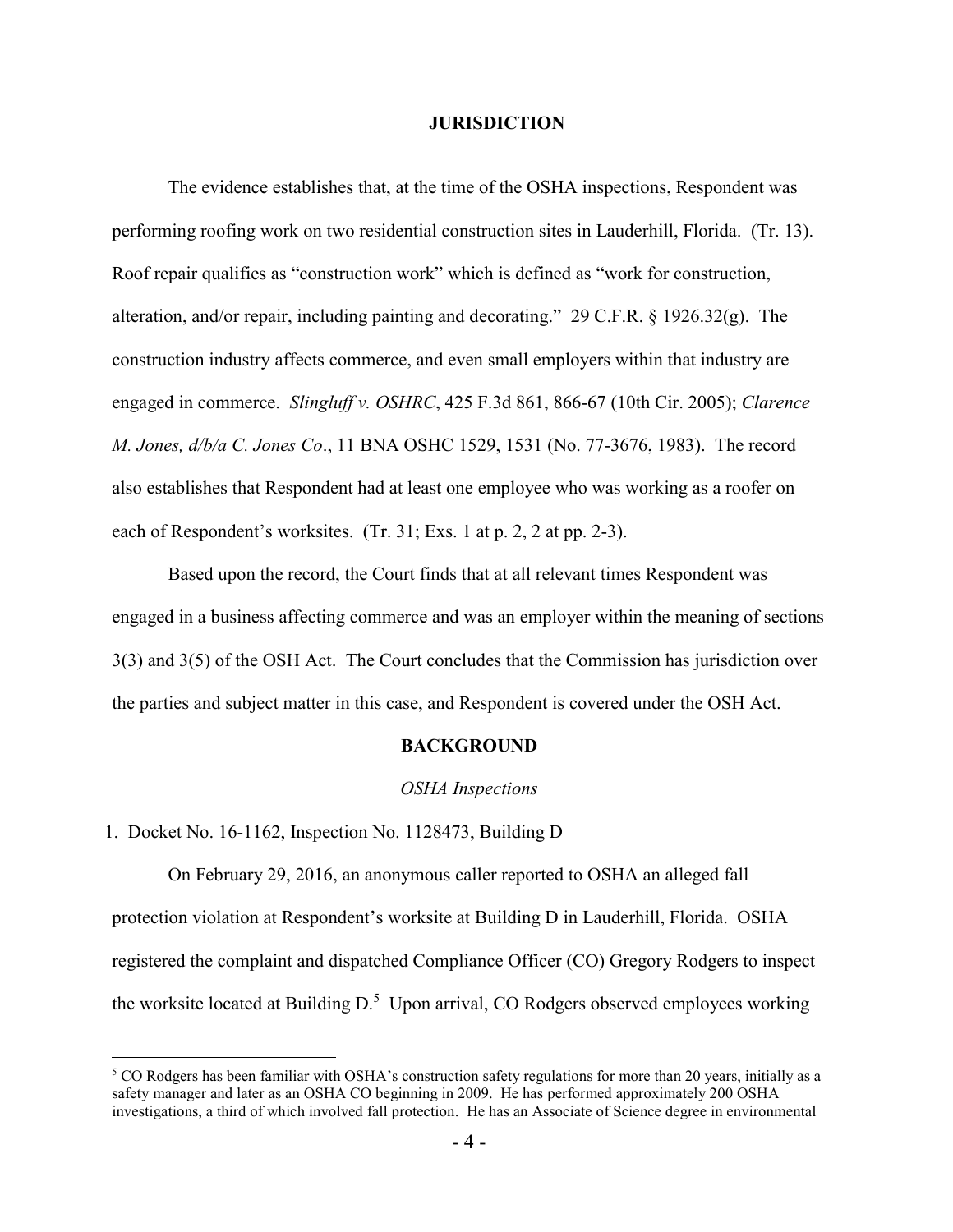## JURISDICTION

The evidence establishes that, at the time of the OSHA inspections, Respondent was performing roofing work on two residential construction sites in Lauderhill, Florida. (Tr. 13). Roof repair qualifies as "construction work" which is defined as "work for construction, alteration, and/or repair, including painting and decorating." 29 C.F.R. § 1926.32(g). The construction industry affects commerce, and even small employers within that industry are engaged in commerce. *Slingluff v. OSHRC*, 425 F.3d 861, 866-67 (10th Cir. 2005); *Clarence M. Jones, d/b/a C. Jones Co*., 11 BNA OSHC 1529, 1531 (No. 77-3676, 1983). The record also establishes that Respondent had at least one employee who was working as a roofer on each of Respondent's worksites. (Tr. 31; Exs. 1 at p. 2, 2 at pp. 2-3).

Based upon the record, the Court finds that at all relevant times Respondent was engaged in a business affecting commerce and was an employer within the meaning of sections 3(3) and 3(5) of the OSH Act. The Court concludes that the Commission has jurisdiction over the parties and subject matter in this case, and Respondent is covered under the OSH Act.

## BACKGROUND

### *OSHA Inspections*

1. Docket No. 16-1162, Inspection No. 1128473, Building D

On February 29, 2016, an anonymous caller reported to OSHA an alleged fall protection violation at Respondent's worksite at Building D in Lauderhill, Florida. OSHA registered the complaint and dispatched Compliance Officer (CO) Gregory Rodgers to inspect the worksite located at Building D.[5] Upon arrival, CO Rodgers observed employees working

[5] CO Rodgers has been familiar with OSHA's construction safety regulations for more than 20 years, initially as a safety manager and later as an OSHA CO beginning in 2009. He has performed approximately 200 OSHA investigations, a third of which involved fall protection. He has an Associate of Science degree in environmental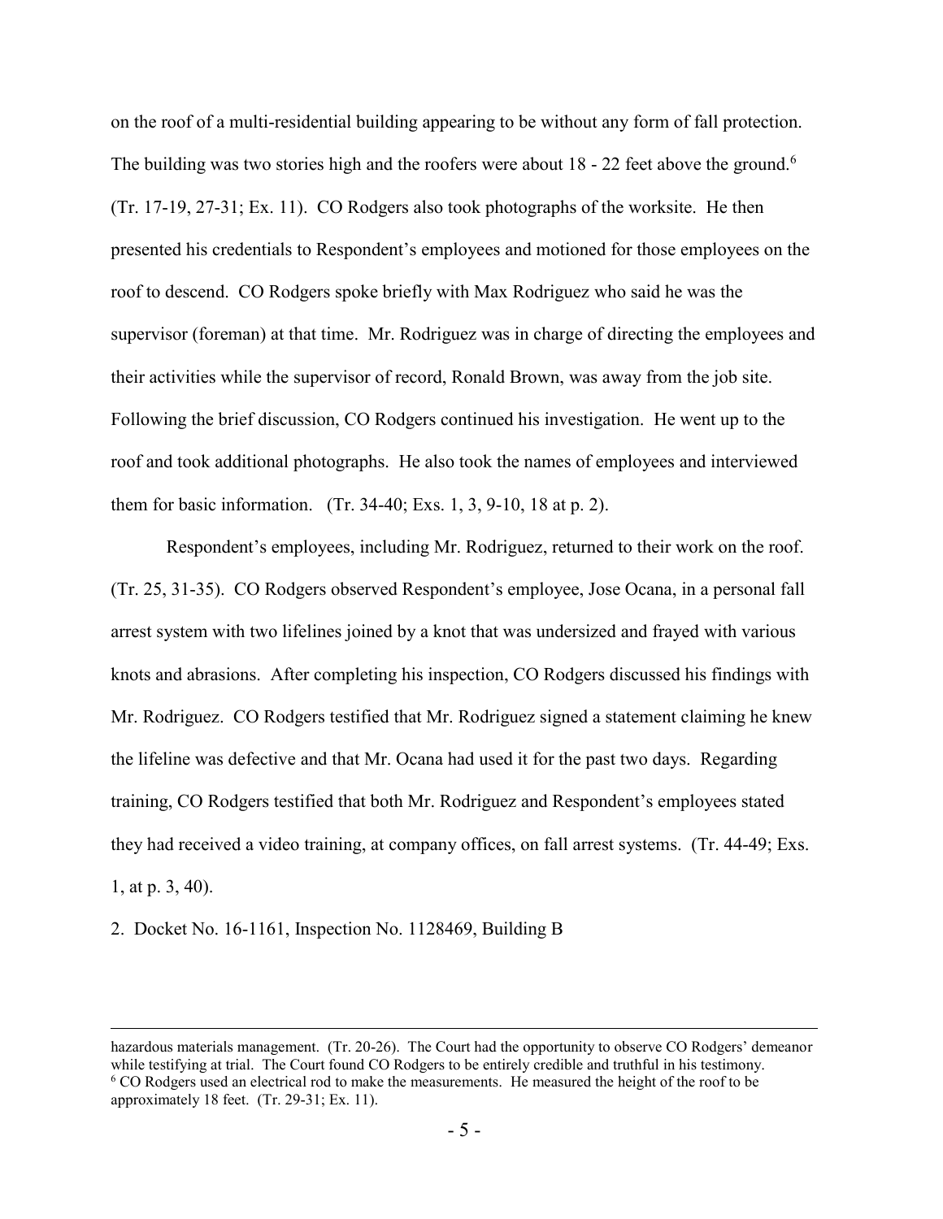on the roof of a multi-residential building appearing to be without any form of fall protection. The building was two stories high and the roofers were about 18 - 22 feet above the ground.[6] (Tr. 17-19, 27-31; Ex. 11). CO Rodgers also took photographs of the worksite. He then presented his credentials to Respondent's employees and motioned for those employees on the roof to descend. CO Rodgers spoke briefly with Max Rodriguez who said he was the supervisor (foreman) at that time. Mr. Rodriguez was in charge of directing the employees and their activities while the supervisor of record, Ronald Brown, was away from the job site. Following the brief discussion, CO Rodgers continued his investigation. He went up to the roof and took additional photographs. He also took the names of employees and interviewed them for basic information. (Tr. 34-40; Exs. 1, 3, 9-10, 18 at p. 2).

Respondent's employees, including Mr. Rodriguez, returned to their work on the roof. (Tr. 25, 31-35). CO Rodgers observed Respondent's employee, Jose Ocana, in a personal fall arrest system with two lifelines joined by a knot that was undersized and frayed with various knots and abrasions. After completing his inspection, CO Rodgers discussed his findings with Mr. Rodriguez. CO Rodgers testified that Mr. Rodriguez signed a statement claiming he knew the lifeline was defective and that Mr. Ocana had used it for the past two days. Regarding training, CO Rodgers testified that both Mr. Rodriguez and Respondent's employees stated they had received a video training, at company offices, on fall arrest systems. (Tr. 44-49; Exs. 1, at p. 3, 40).

2. Docket No. 16-1161, Inspection No. 1128469, Building B

---

hazardous materials management. (Tr. 20-26). The Court had the opportunity to observe CO Rodgers' demeanor while testifying at trial. The Court found CO Rodgers to be entirely credible and truthful in his testimony.

[6] CO Rodgers used an electrical rod to make the measurements. He measured the height of the roof to be approximately 18 feet. (Tr. 29-31; Ex. 11).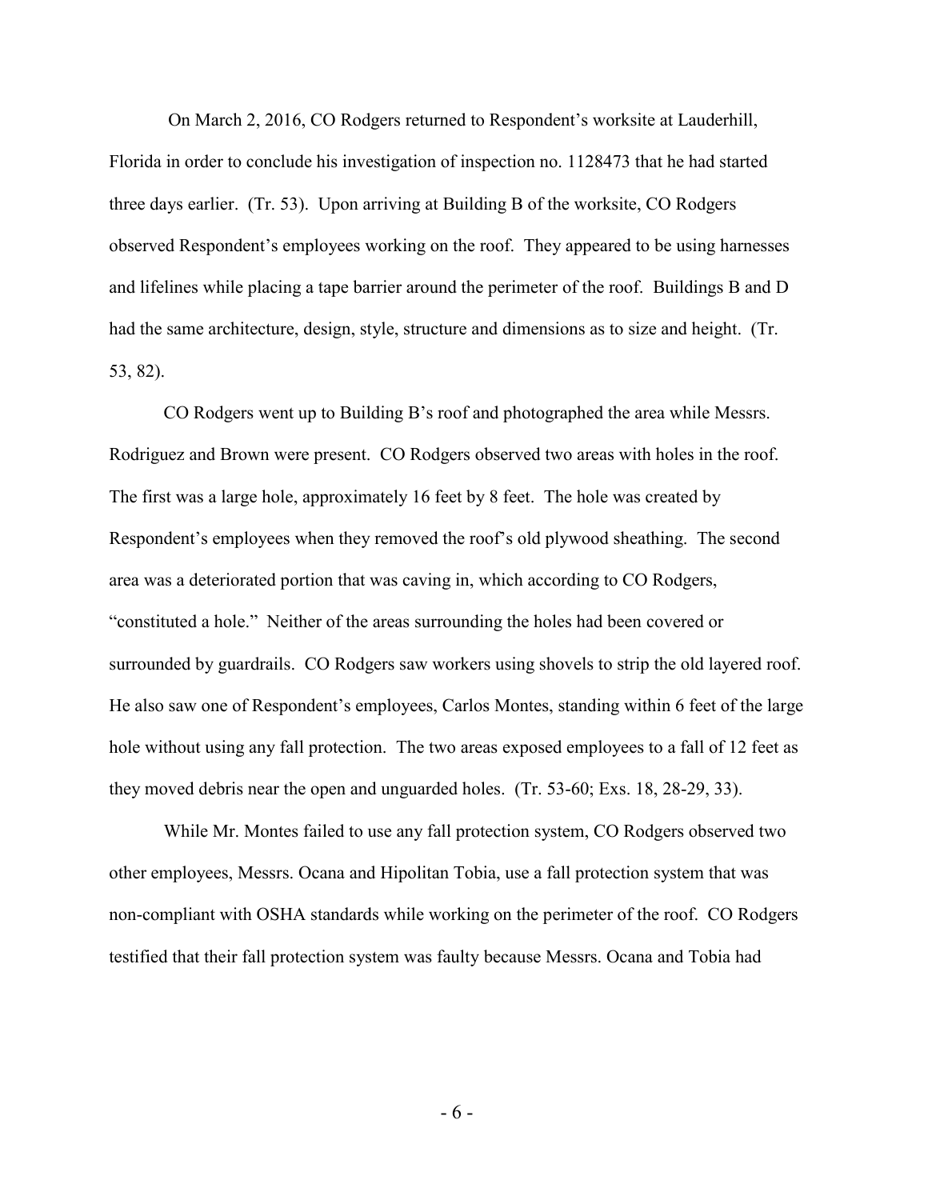On March 2, 2016, CO Rodgers returned to Respondent's worksite at Lauderhill, Florida in order to conclude his investigation of inspection no. 1128473 that he had started three days earlier. (Tr. 53). Upon arriving at Building B of the worksite, CO Rodgers observed Respondent's employees working on the roof. They appeared to be using harnesses and lifelines while placing a tape barrier around the perimeter of the roof. Buildings B and D had the same architecture, design, style, structure and dimensions as to size and height. (Tr. 53, 82).

CO Rodgers went up to Building B's roof and photographed the area while Messrs. Rodriguez and Brown were present. CO Rodgers observed two areas with holes in the roof. The first was a large hole, approximately 16 feet by 8 feet. The hole was created by Respondent's employees when they removed the roof's old plywood sheathing. The second area was a deteriorated portion that was caving in, which according to CO Rodgers, "constituted a hole." Neither of the areas surrounding the holes had been covered or surrounded by guardrails. CO Rodgers saw workers using shovels to strip the old layered roof. He also saw one of Respondent's employees, Carlos Montes, standing within 6 feet of the large hole without using any fall protection. The two areas exposed employees to a fall of 12 feet as they moved debris near the open and unguarded holes. (Tr. 53-60; Exs. 18, 28-29, 33).

While Mr. Montes failed to use any fall protection system, CO Rodgers observed two other employees, Messrs. Ocana and Hipolitan Tobia, use a fall protection system that was non-compliant with OSHA standards while working on the perimeter of the roof. CO Rodgers testified that their fall protection system was faulty because Messrs. Ocana and Tobia had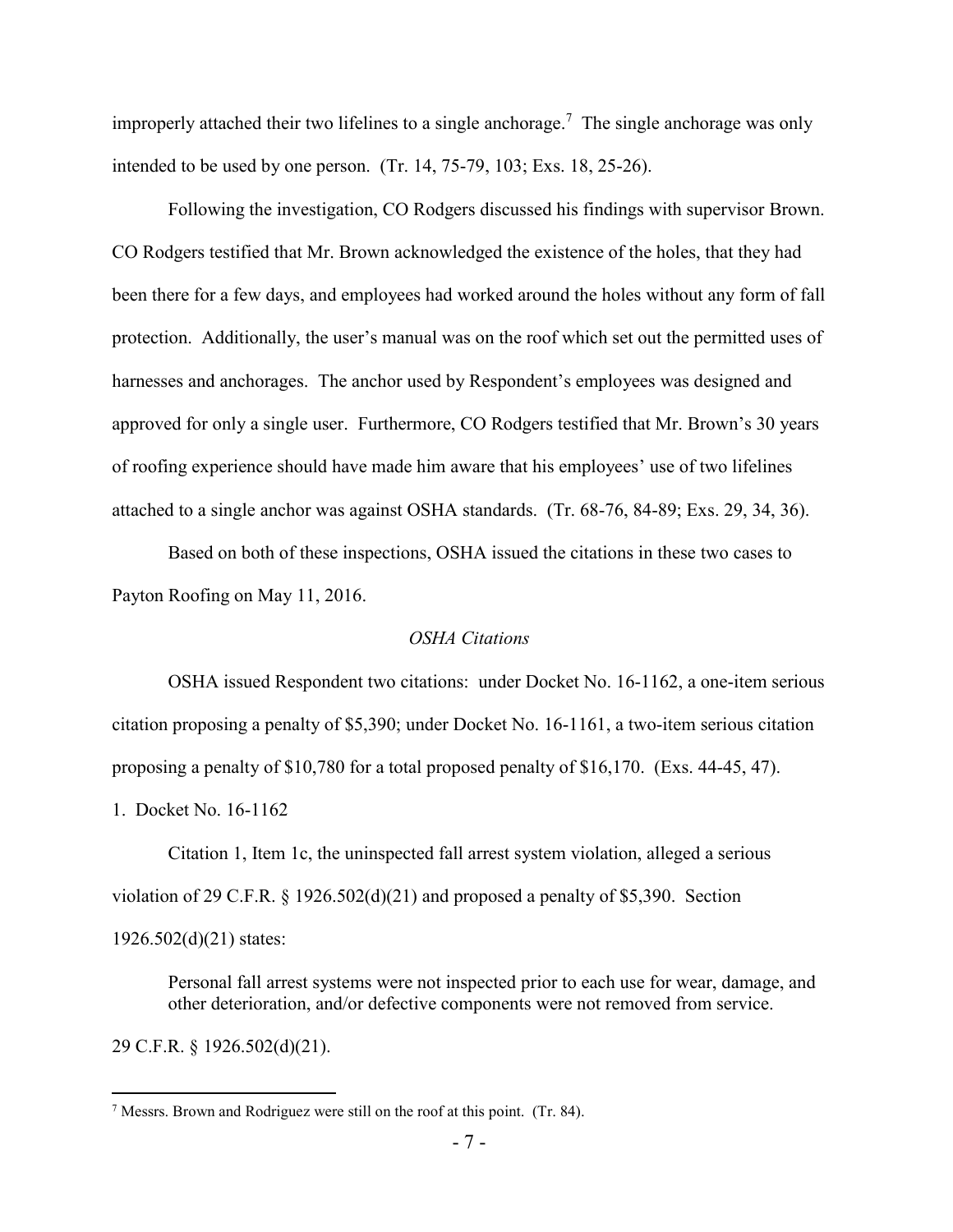improperly attached their two lifelines to a single anchorage.[7] The single anchorage was only intended to be used by one person. (Tr. 14, 75-79, 103; Exs. 18, 25-26).

Following the investigation, CO Rodgers discussed his findings with supervisor Brown. CO Rodgers testified that Mr. Brown acknowledged the existence of the holes, that they had been there for a few days, and employees had worked around the holes without any form of fall protection. Additionally, the user's manual was on the roof which set out the permitted uses of harnesses and anchorages. The anchor used by Respondent's employees was designed and approved for only a single user. Furthermore, CO Rodgers testified that Mr. Brown's 30 years of roofing experience should have made him aware that his employees' use of two lifelines attached to a single anchor was against OSHA standards. (Tr. 68-76, 84-89; Exs. 29, 34, 36).

Based on both of these inspections, OSHA issued the citations in these two cases to Payton Roofing on May 11, 2016.

*OSHA Citations*

OSHA issued Respondent two citations: under Docket No. 16-1162, a one-item serious citation proposing a penalty of $5,390; under Docket No. 16-1161, a two-item serious citation proposing a penalty of $10,780 for a total proposed penalty of $16,170. (Exs. 44-45, 47).

1. Docket No. 16-1162

Citation 1, Item 1c, the uninspected fall arrest system violation, alleged a serious violation of 29 C.F.R. § 1926.502(d)(21) and proposed a penalty of $5,390. Section 1926.502(d)(21) states:

> Personal fall arrest systems were not inspected prior to each use for wear, damage, and other deterioration, and/or defective components were not removed from service.

29 C.F.R. § 1926.502(d)(21).

---

[7] Messrs. Brown and Rodriguez were still on the roof at this point. (Tr. 84).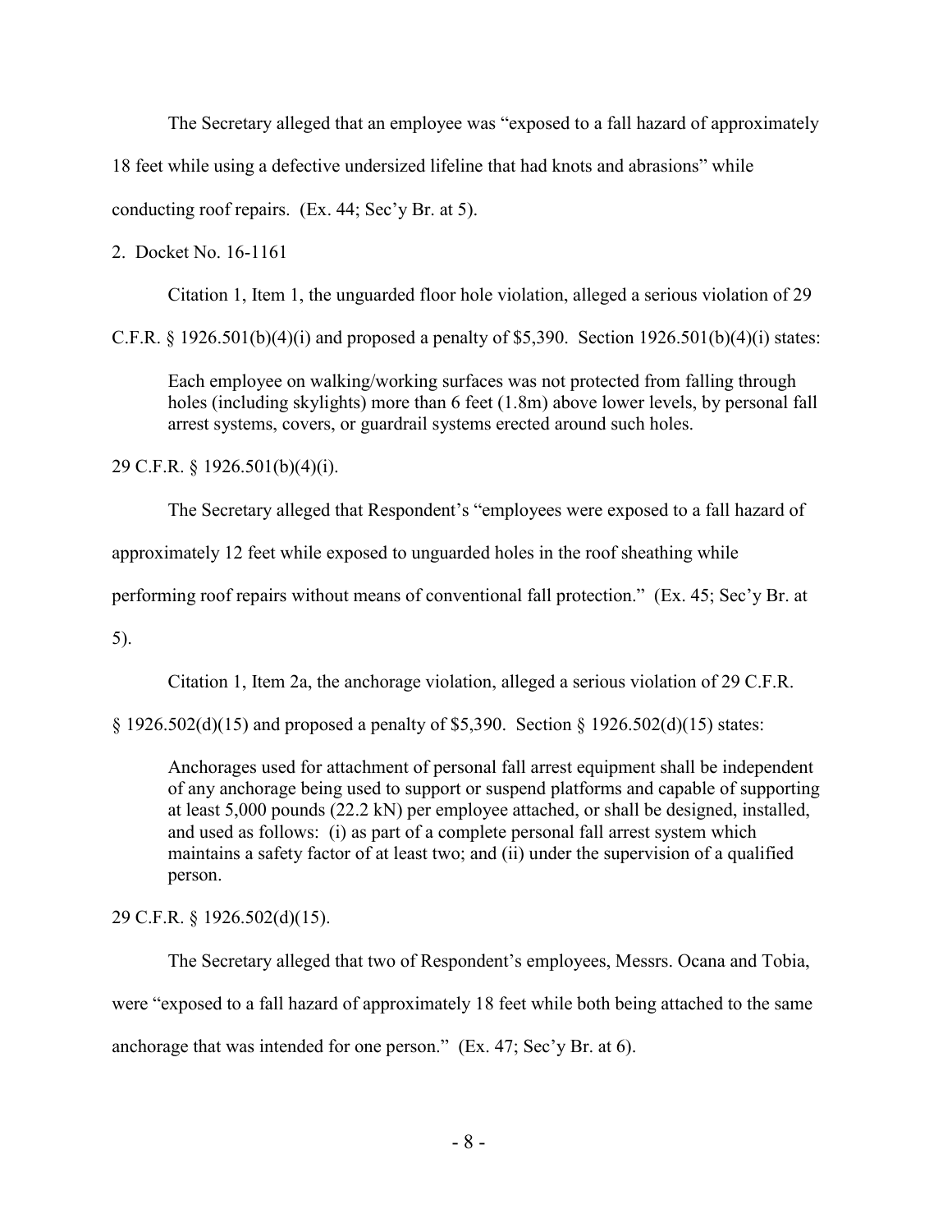The Secretary alleged that an employee was "exposed to a fall hazard of approximately 18 feet while using a defective undersized lifeline that had knots and abrasions" while conducting roof repairs. (Ex. 44; Sec'y Br. at 5).

2. Docket No. 16-1161

Citation 1, Item 1, the unguarded floor hole violation, alleged a serious violation of 29 C.F.R. § 1926.501(b)(4)(i) and proposed a penalty of $5,390. Section 1926.501(b)(4)(i) states:

> Each employee on walking/working surfaces was not protected from falling through holes (including skylights) more than 6 feet (1.8m) above lower levels, by personal fall arrest systems, covers, or guardrail systems erected around such holes.

29 C.F.R. § 1926.501(b)(4)(i).

The Secretary alleged that Respondent's "employees were exposed to a fall hazard of approximately 12 feet while exposed to unguarded holes in the roof sheathing while performing roof repairs without means of conventional fall protection." (Ex. 45; Sec'y Br. at 5).

Citation 1, Item 2a, the anchorage violation, alleged a serious violation of 29 C.F.R. § 1926.502(d)(15) and proposed a penalty of $5,390. Section § 1926.502(d)(15) states:

> Anchorages used for attachment of personal fall arrest equipment shall be independent of any anchorage being used to support or suspend platforms and capable of supporting at least 5,000 pounds (22.2 kN) per employee attached, or shall be designed, installed, and used as follows: (i) as part of a complete personal fall arrest system which maintains a safety factor of at least two; and (ii) under the supervision of a qualified person.

29 C.F.R. § 1926.502(d)(15).

The Secretary alleged that two of Respondent's employees, Messrs. Ocana and Tobia, were "exposed to a fall hazard of approximately 18 feet while both being attached to the same anchorage that was intended for one person." (Ex. 47; Sec'y Br. at 6).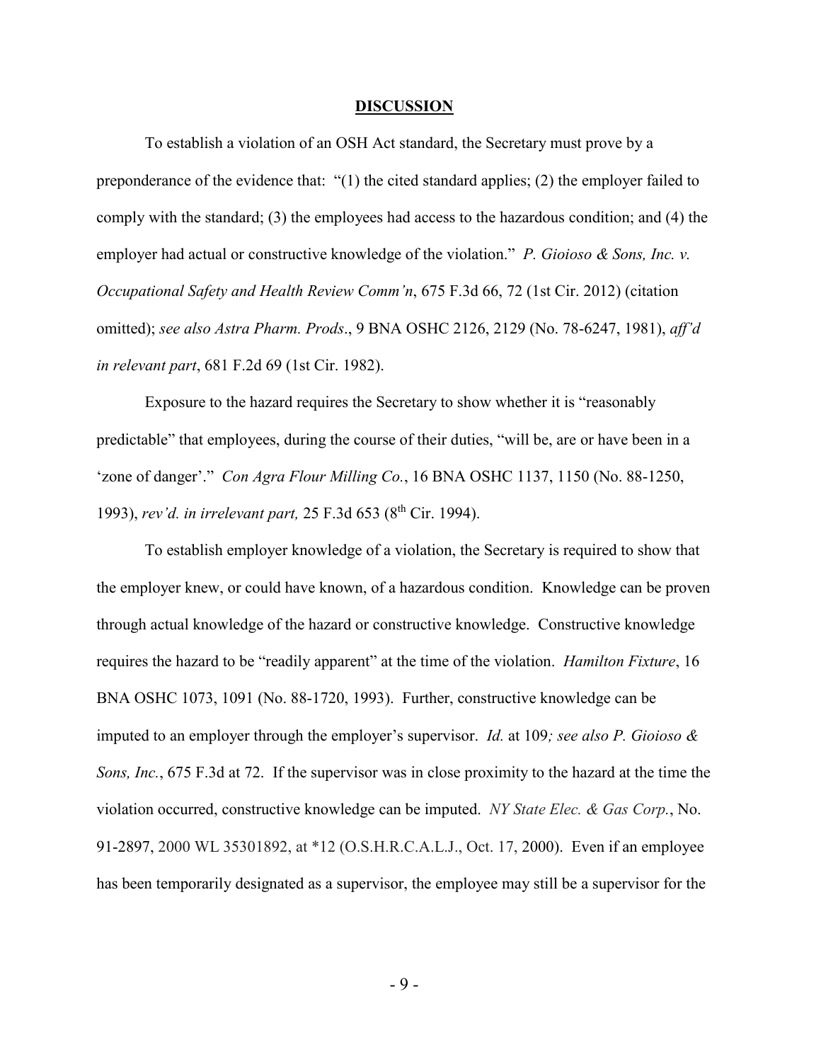## **DISCUSSION**

To establish a violation of an OSH Act standard, the Secretary must prove by a preponderance of the evidence that: "(1) the cited standard applies; (2) the employer failed to comply with the standard; (3) the employees had access to the hazardous condition; and (4) the employer had actual or constructive knowledge of the violation." *P. Gioioso & Sons, Inc. v. Occupational Safety and Health Review Comm'n*, 675 F.3d 66, 72 (1st Cir. 2012) (citation omitted); *see also Astra Pharm. Prods*., 9 BNA OSHC 2126, 2129 (No. 78-6247, 1981), *aff'd in relevant part*, 681 F.2d 69 (1st Cir. 1982).

Exposure to the hazard requires the Secretary to show whether it is "reasonably predictable" that employees, during the course of their duties, "will be, are or have been in a 'zone of danger'." *Con Agra Flour Milling Co.*, 16 BNA OSHC 1137, 1150 (No. 88-1250, 1993), *rev'd. in irrelevant part,* 25 F.3d 653 (8th Cir. 1994).

To establish employer knowledge of a violation, the Secretary is required to show that the employer knew, or could have known, of a hazardous condition. Knowledge can be proven through actual knowledge of the hazard or constructive knowledge. Constructive knowledge requires the hazard to be "readily apparent" at the time of the violation. *Hamilton Fixture*, 16 BNA OSHC 1073, 1091 (No. 88-1720, 1993). Further, constructive knowledge can be imputed to an employer through the employer's supervisor. *Id.* at 109*; see also P. Gioioso & Sons, Inc.*, 675 F.3d at 72. If the supervisor was in close proximity to the hazard at the time the violation occurred, constructive knowledge can be imputed. *NY State Elec. & Gas Corp.*, No. 91-2897, 2000 WL 35301892, at *12 (O.S.H.R.C.A.L.J., Oct. 17, 2000). Even if an employee has been temporarily designated as a supervisor, the employee may still be a supervisor for the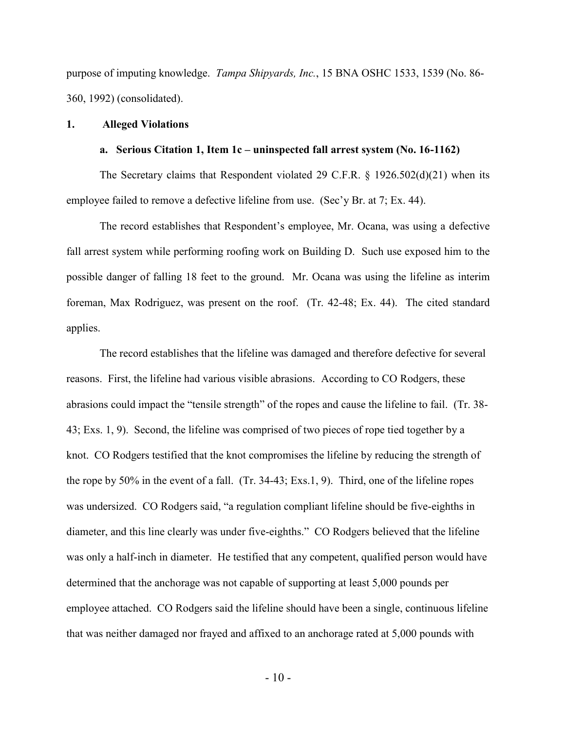purpose of imputing knowledge. *Tampa Shipyards, Inc.*, 15 BNA OSHC 1533, 1539 (No. 86-360, 1992) (consolidated).

## 1. Alleged Violations

### a. Serious Citation 1, Item 1c – uninspected fall arrest system (No. 16-1162)

The Secretary claims that Respondent violated 29 C.F.R. § 1926.502(d)(21) when its employee failed to remove a defective lifeline from use. (Sec'y Br. at 7; Ex. 44).

The record establishes that Respondent's employee, Mr. Ocana, was using a defective fall arrest system while performing roofing work on Building D. Such use exposed him to the possible danger of falling 18 feet to the ground. Mr. Ocana was using the lifeline as interim foreman, Max Rodriguez, was present on the roof. (Tr. 42-48; Ex. 44). The cited standard applies.

The record establishes that the lifeline was damaged and therefore defective for several reasons. First, the lifeline had various visible abrasions. According to CO Rodgers, these abrasions could impact the "tensile strength" of the ropes and cause the lifeline to fail. (Tr. 38-43; Exs. 1, 9). Second, the lifeline was comprised of two pieces of rope tied together by a knot. CO Rodgers testified that the knot compromises the lifeline by reducing the strength of the rope by 50% in the event of a fall. (Tr. 34-43; Exs.1, 9). Third, one of the lifeline ropes was undersized. CO Rodgers said, "a regulation compliant lifeline should be five-eighths in diameter, and this line clearly was under five-eighths." CO Rodgers believed that the lifeline was only a half-inch in diameter. He testified that any competent, qualified person would have determined that the anchorage was not capable of supporting at least 5,000 pounds per employee attached. CO Rodgers said the lifeline should have been a single, continuous lifeline that was neither damaged nor frayed and affixed to an anchorage rated at 5,000 pounds with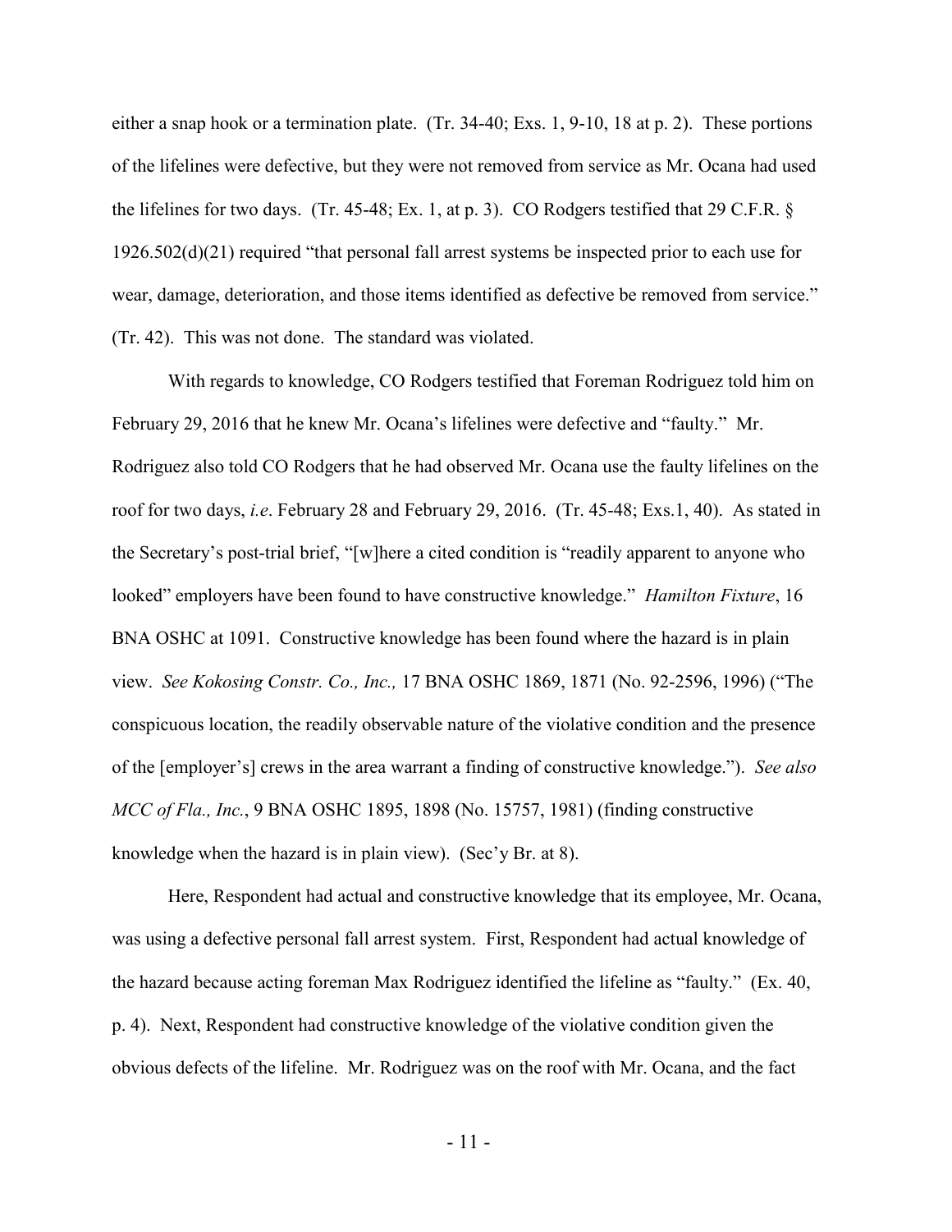either a snap hook or a termination plate. (Tr. 34-40; Exs. 1, 9-10, 18 at p. 2). These portions of the lifelines were defective, but they were not removed from service as Mr. Ocana had used the lifelines for two days. (Tr. 45-48; Ex. 1, at p. 3). CO Rodgers testified that 29 C.F.R. § 1926.502(d)(21) required "that personal fall arrest systems be inspected prior to each use for wear, damage, deterioration, and those items identified as defective be removed from service." (Tr. 42). This was not done. The standard was violated.

With regards to knowledge, CO Rodgers testified that Foreman Rodriguez told him on February 29, 2016 that he knew Mr. Ocana's lifelines were defective and "faulty." Mr. Rodriguez also told CO Rodgers that he had observed Mr. Ocana use the faulty lifelines on the roof for two days, *i.e*. February 28 and February 29, 2016. (Tr. 45-48; Exs.1, 40). As stated in the Secretary's post-trial brief, "[w]here a cited condition is "readily apparent to anyone who looked" employers have been found to have constructive knowledge." *Hamilton Fixture*, 16 BNA OSHC at 1091. Constructive knowledge has been found where the hazard is in plain view. *See Kokosing Constr. Co., Inc.,* 17 BNA OSHC 1869, 1871 (No. 92-2596, 1996) ("The conspicuous location, the readily observable nature of the violative condition and the presence of the [employer's] crews in the area warrant a finding of constructive knowledge."). *See also MCC of Fla., Inc.*, 9 BNA OSHC 1895, 1898 (No. 15757, 1981) (finding constructive knowledge when the hazard is in plain view). (Sec'y Br. at 8).

Here, Respondent had actual and constructive knowledge that its employee, Mr. Ocana, was using a defective personal fall arrest system. First, Respondent had actual knowledge of the hazard because acting foreman Max Rodriguez identified the lifeline as "faulty." (Ex. 40, p. 4). Next, Respondent had constructive knowledge of the violative condition given the obvious defects of the lifeline. Mr. Rodriguez was on the roof with Mr. Ocana, and the fact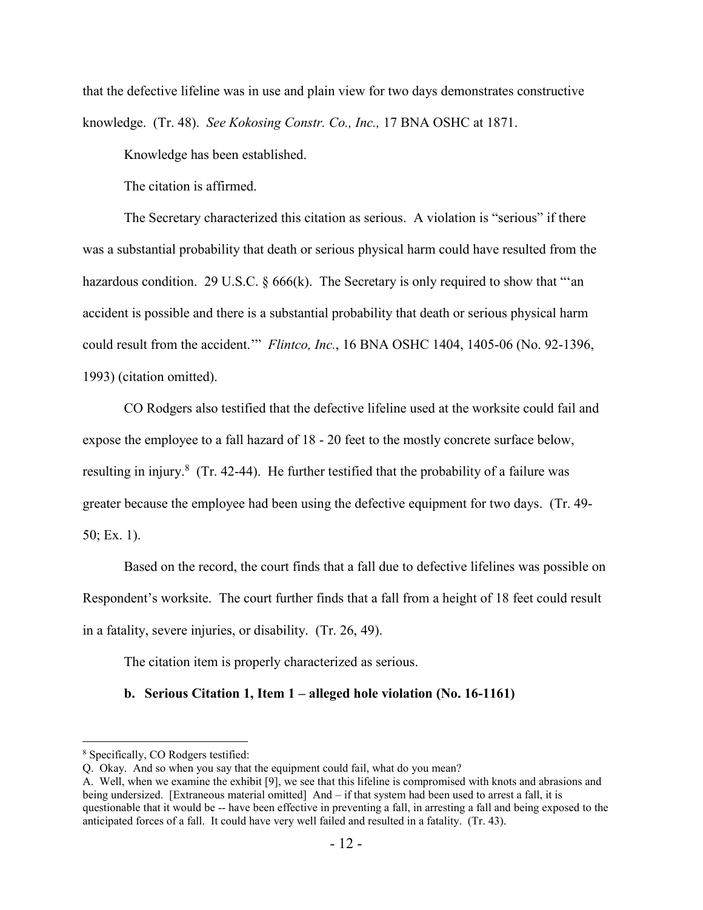that the defective lifeline was in use and plain view for two days demonstrates constructive knowledge. (Tr. 48). *See Kokosing Constr. Co., Inc.,* 17 BNA OSHC at 1871.

Knowledge has been established.

The citation is affirmed.

The Secretary characterized this citation as serious. A violation is "serious" if there was a substantial probability that death or serious physical harm could have resulted from the hazardous condition. 29 U.S.C. § 666(k). The Secretary is only required to show that "'an accident is possible and there is a substantial probability that death or serious physical harm could result from the accident.'" *Flintco, Inc.*, 16 BNA OSHC 1404, 1405-06 (No. 92-1396, 1993) (citation omitted).

CO Rodgers also testified that the defective lifeline used at the worksite could fail and expose the employee to a fall hazard of 18 - 20 feet to the mostly concrete surface below, resulting in injury.[8] (Tr. 42-44). He further testified that the probability of a failure was greater because the employee had been using the defective equipment for two days. (Tr. 49-50; Ex. 1).

Based on the record, the court finds that a fall due to defective lifelines was possible on Respondent's worksite. The court further finds that a fall from a height of 18 feet could result in a fatality, severe injuries, or disability. (Tr. 26, 49).

The citation item is properly characterized as serious.

**b. Serious Citation 1, Item 1 – alleged hole violation (No. 16-1161)**

---

[8] Specifically, CO Rodgers testified:

Q. Okay. And so when you say that the equipment could fail, what do you mean?

A. Well, when we examine the exhibit [9], we see that this lifeline is compromised with knots and abrasions and being undersized. [Extraneous material omitted] And – if that system had been used to arrest a fall, it is questionable that it would be -- have been effective in preventing a fall, in arresting a fall and being exposed to the anticipated forces of a fall. It could have very well failed and resulted in a fatality. (Tr. 43).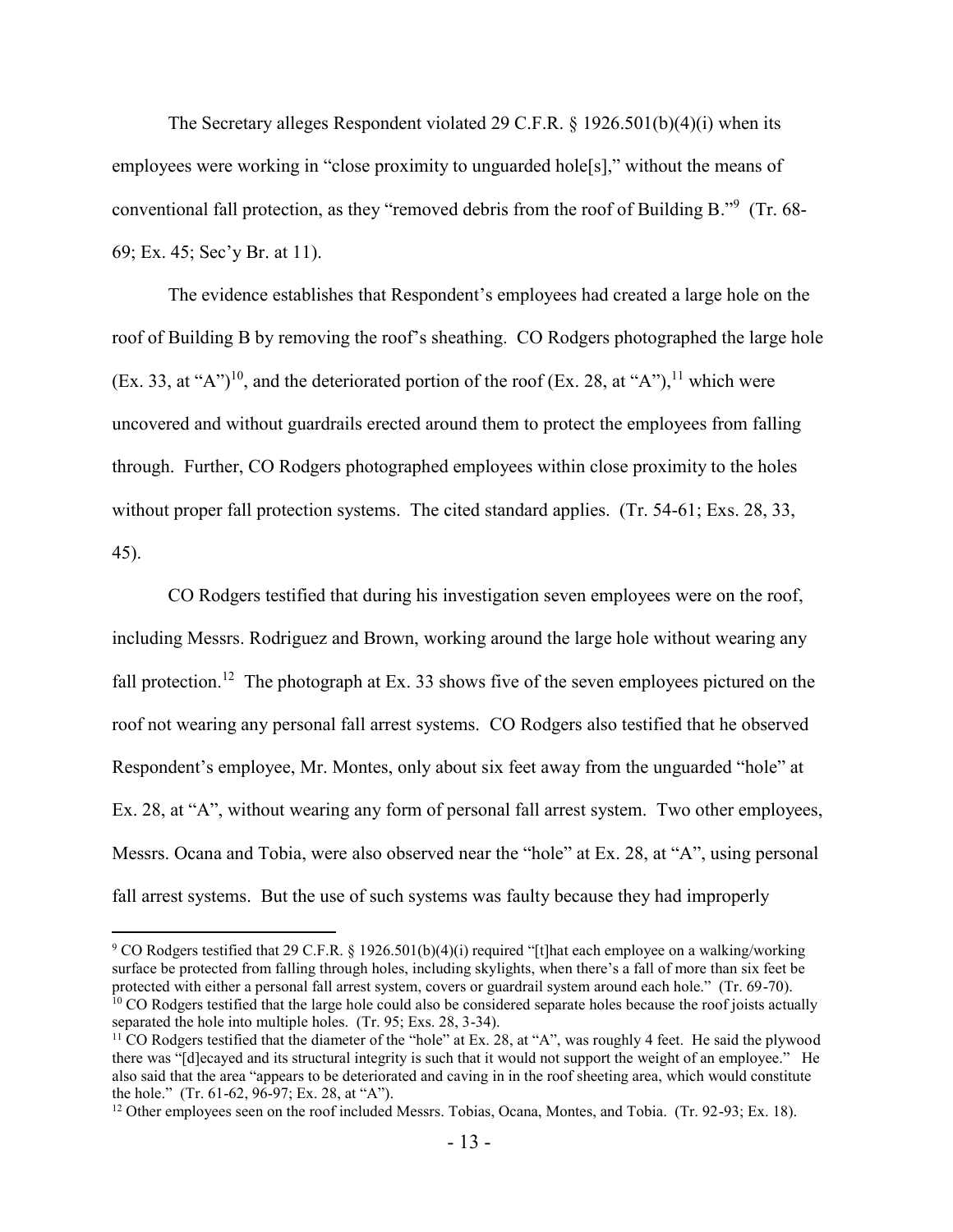The Secretary alleges Respondent violated 29 C.F.R. § 1926.501(b)(4)(i) when its employees were working in "close proximity to unguarded hole[s]," without the means of conventional fall protection, as they "removed debris from the roof of Building B."[9] (Tr. 68-69; Ex. 45; Sec'y Br. at 11).

The evidence establishes that Respondent's employees had created a large hole on the roof of Building B by removing the roof's sheathing. CO Rodgers photographed the large hole (Ex. 33, at "A")[10], and the deteriorated portion of the roof (Ex. 28, at "A"),[11] which were uncovered and without guardrails erected around them to protect the employees from falling through. Further, CO Rodgers photographed employees within close proximity to the holes without proper fall protection systems. The cited standard applies. (Tr. 54-61; Exs. 28, 33, 45).

CO Rodgers testified that during his investigation seven employees were on the roof, including Messrs. Rodriguez and Brown, working around the large hole without wearing any fall protection.[12] The photograph at Ex. 33 shows five of the seven employees pictured on the roof not wearing any personal fall arrest systems. CO Rodgers also testified that he observed Respondent's employee, Mr. Montes, only about six feet away from the unguarded "hole" at Ex. 28, at "A", without wearing any form of personal fall arrest system. Two other employees, Messrs. Ocana and Tobia, were also observed near the "hole" at Ex. 28, at "A", using personal fall arrest systems. But the use of such systems was faulty because they had improperly

---

[9] CO Rodgers testified that 29 C.F.R. § 1926.501(b)(4)(i) required "[t]hat each employee on a walking/working surface be protected from falling through holes, including skylights, when there's a fall of more than six feet be protected with either a personal fall arrest system, covers or guardrail system around each hole." (Tr. 69-70).

[10] CO Rodgers testified that the large hole could also be considered separate holes because the roof joists actually separated the hole into multiple holes. (Tr. 95; Exs. 28, 3-34).

[11] CO Rodgers testified that the diameter of the "hole" at Ex. 28, at "A", was roughly 4 feet. He said the plywood there was "[d]ecayed and its structural integrity is such that it would not support the weight of an employee." He also said that the area "appears to be deteriorated and caving in in the roof sheeting area, which would constitute the hole." (Tr. 61-62, 96-97; Ex. 28, at "A").

[12] Other employees seen on the roof included Messrs. Tobias, Ocana, Montes, and Tobia. (Tr. 92-93; Ex. 18).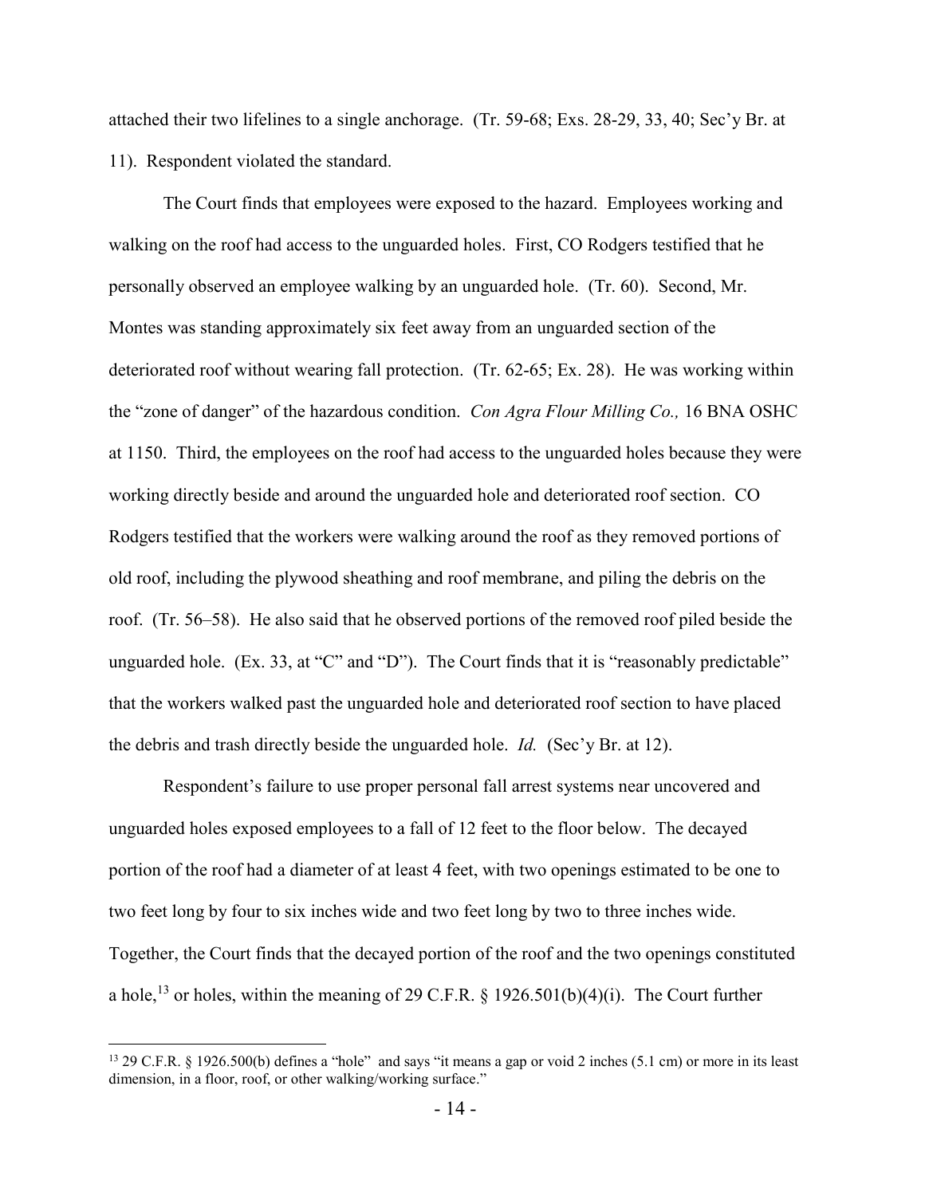attached their two lifelines to a single anchorage. (Tr. 59-68; Exs. 28-29, 33, 40; Sec'y Br. at 11). Respondent violated the standard.

The Court finds that employees were exposed to the hazard. Employees working and walking on the roof had access to the unguarded holes. First, CO Rodgers testified that he personally observed an employee walking by an unguarded hole. (Tr. 60). Second, Mr. Montes was standing approximately six feet away from an unguarded section of the deteriorated roof without wearing fall protection. (Tr. 62-65; Ex. 28). He was working within the "zone of danger" of the hazardous condition. *Con Agra Flour Milling Co.,* 16 BNA OSHC at 1150. Third, the employees on the roof had access to the unguarded holes because they were working directly beside and around the unguarded hole and deteriorated roof section. CO Rodgers testified that the workers were walking around the roof as they removed portions of old roof, including the plywood sheathing and roof membrane, and piling the debris on the roof. (Tr. 56–58). He also said that he observed portions of the removed roof piled beside the unguarded hole. (Ex. 33, at "C" and "D"). The Court finds that it is "reasonably predictable" that the workers walked past the unguarded hole and deteriorated roof section to have placed the debris and trash directly beside the unguarded hole. *Id.* (Sec'y Br. at 12).

Respondent's failure to use proper personal fall arrest systems near uncovered and unguarded holes exposed employees to a fall of 12 feet to the floor below. The decayed portion of the roof had a diameter of at least 4 feet, with two openings estimated to be one to two feet long by four to six inches wide and two feet long by two to three inches wide. Together, the Court finds that the decayed portion of the roof and the two openings constituted a hole,[13] or holes, within the meaning of 29 C.F.R. § 1926.501(b)(4)(i). The Court further

---

[13] 29 C.F.R. § 1926.500(b) defines a "hole" and says "it means a gap or void 2 inches (5.1 cm) or more in its least dimension, in a floor, roof, or other walking/working surface."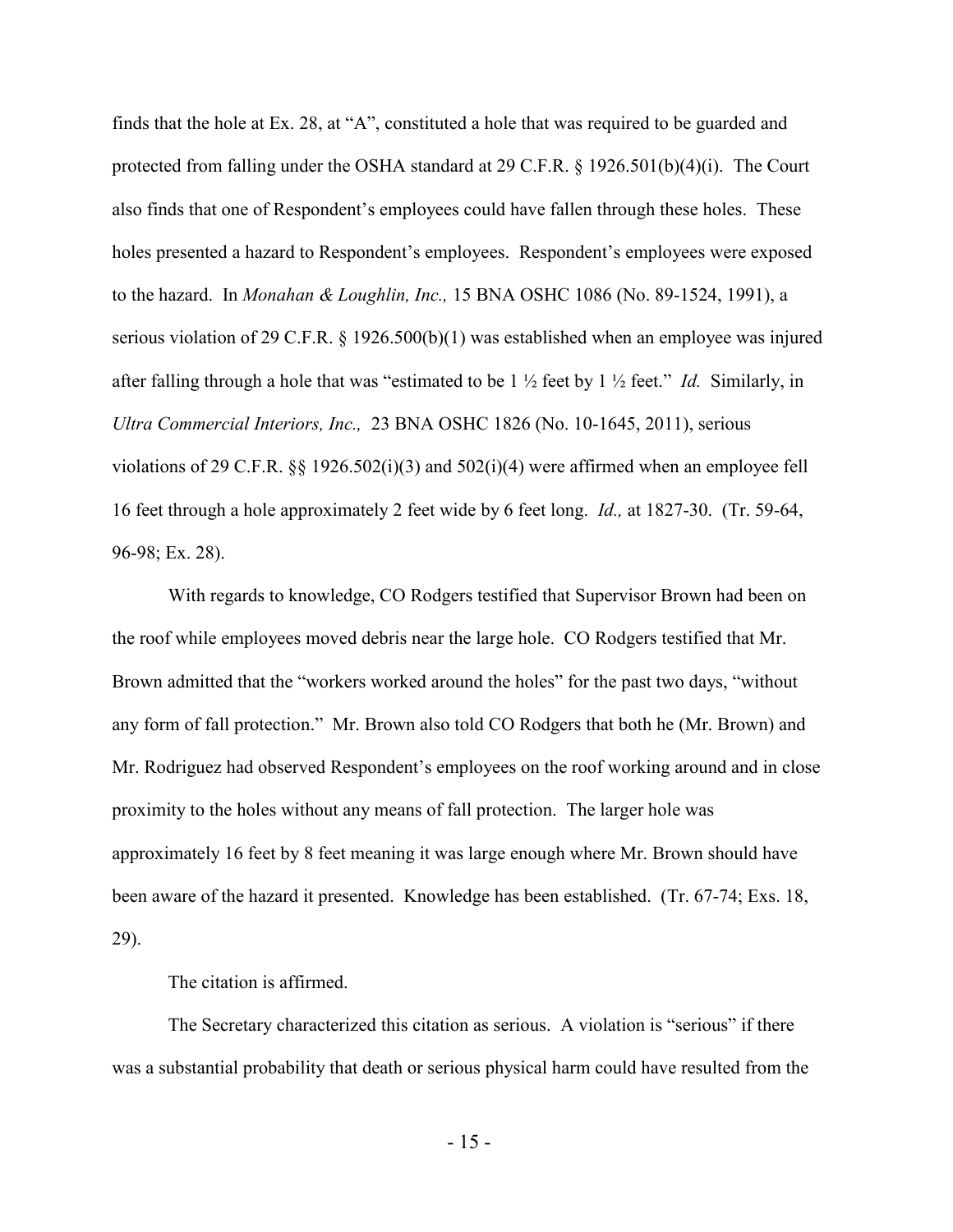finds that the hole at Ex. 28, at "A", constituted a hole that was required to be guarded and protected from falling under the OSHA standard at 29 C.F.R. § 1926.501(b)(4)(i). The Court also finds that one of Respondent's employees could have fallen through these holes. These holes presented a hazard to Respondent's employees. Respondent's employees were exposed to the hazard. In *Monahan & Loughlin, Inc.,* 15 BNA OSHC 1086 (No. 89-1524, 1991), a serious violation of 29 C.F.R. § 1926.500(b)(1) was established when an employee was injured after falling through a hole that was "estimated to be 1 ½ feet by 1 ½ feet." *Id.* Similarly, in *Ultra Commercial Interiors, Inc.,* 23 BNA OSHC 1826 (No. 10-1645, 2011), serious violations of 29 C.F.R. §§ 1926.502(i)(3) and 502(i)(4) were affirmed when an employee fell 16 feet through a hole approximately 2 feet wide by 6 feet long. *Id.,* at 1827-30. (Tr. 59-64, 96-98; Ex. 28).

With regards to knowledge, CO Rodgers testified that Supervisor Brown had been on the roof while employees moved debris near the large hole. CO Rodgers testified that Mr. Brown admitted that the "workers worked around the holes" for the past two days, "without any form of fall protection." Mr. Brown also told CO Rodgers that both he (Mr. Brown) and Mr. Rodriguez had observed Respondent's employees on the roof working around and in close proximity to the holes without any means of fall protection. The larger hole was approximately 16 feet by 8 feet meaning it was large enough where Mr. Brown should have been aware of the hazard it presented. Knowledge has been established. (Tr. 67-74; Exs. 18, 29).

The citation is affirmed.

The Secretary characterized this citation as serious. A violation is "serious" if there was a substantial probability that death or serious physical harm could have resulted from the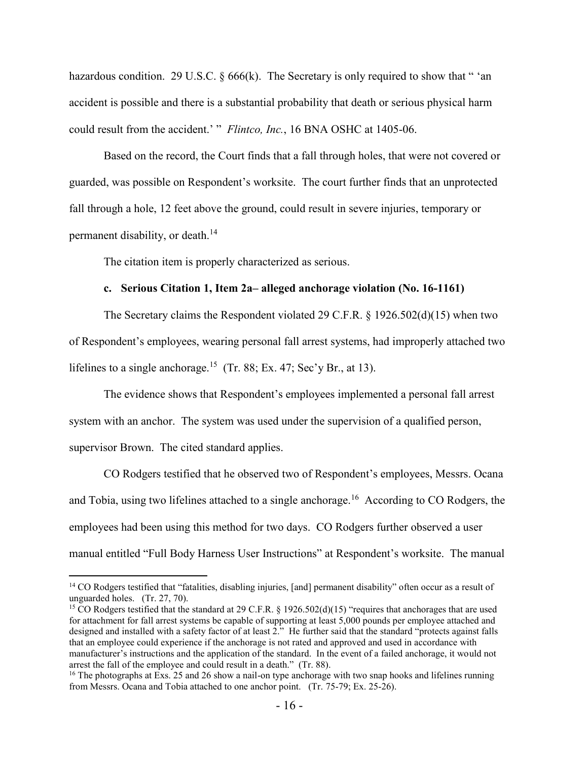hazardous condition. 29 U.S.C. § 666(k). The Secretary is only required to show that " 'an accident is possible and there is a substantial probability that death or serious physical harm could result from the accident.' " *Flintco, Inc.*, 16 BNA OSHC at 1405-06.

Based on the record, the Court finds that a fall through holes, that were not covered or guarded, was possible on Respondent's worksite. The court further finds that an unprotected fall through a hole, 12 feet above the ground, could result in severe injuries, temporary or permanent disability, or death.[14]

The citation item is properly characterized as serious.

**c. Serious Citation 1, Item 2a– alleged anchorage violation (No. 16-1161)**

The Secretary claims the Respondent violated 29 C.F.R. § 1926.502(d)(15) when two of Respondent's employees, wearing personal fall arrest systems, had improperly attached two lifelines to a single anchorage.[15] (Tr. 88; Ex. 47; Sec'y Br., at 13).

The evidence shows that Respondent's employees implemented a personal fall arrest system with an anchor. The system was used under the supervision of a qualified person, supervisor Brown. The cited standard applies.

CO Rodgers testified that he observed two of Respondent's employees, Messrs. Ocana and Tobia, using two lifelines attached to a single anchorage.[16] According to CO Rodgers, the employees had been using this method for two days. CO Rodgers further observed a user manual entitled "Full Body Harness User Instructions" at Respondent's worksite. The manual

---

[14] CO Rodgers testified that "fatalities, disabling injuries, [and] permanent disability" often occur as a result of unguarded holes. (Tr. 27, 70).

[15] CO Rodgers testified that the standard at 29 C.F.R. § 1926.502(d)(15) "requires that anchorages that are used for attachment for fall arrest systems be capable of supporting at least 5,000 pounds per employee attached and designed and installed with a safety factor of at least 2." He further said that the standard "protects against falls that an employee could experience if the anchorage is not rated and approved and used in accordance with manufacturer's instructions and the application of the standard. In the event of a failed anchorage, it would not arrest the fall of the employee and could result in a death." (Tr. 88).

[16] The photographs at Exs. 25 and 26 show a nail-on type anchorage with two snap hooks and lifelines running from Messrs. Ocana and Tobia attached to one anchor point. (Tr. 75-79; Ex. 25-26).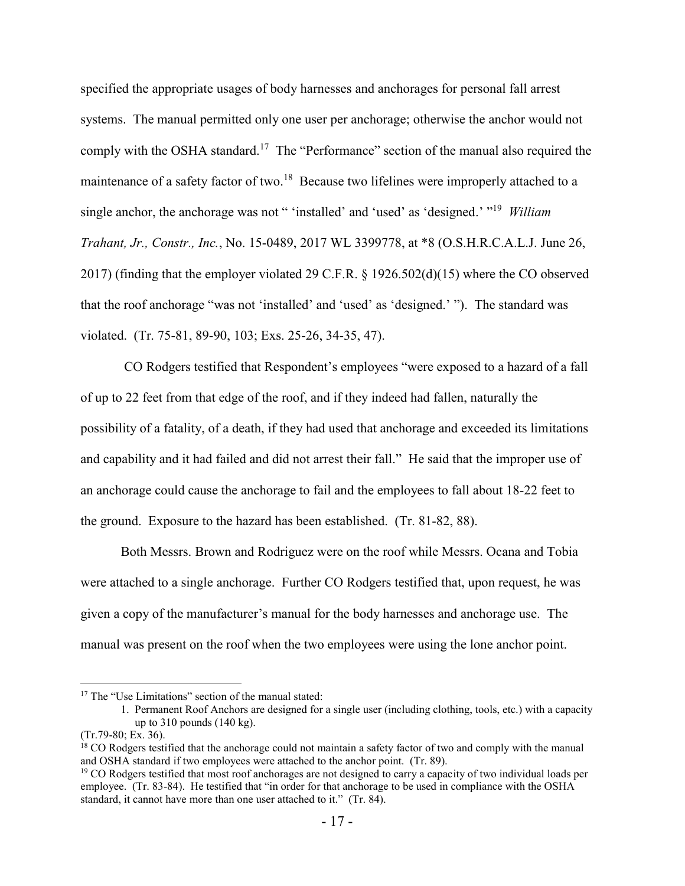specified the appropriate usages of body harnesses and anchorages for personal fall arrest systems. The manual permitted only one user per anchorage; otherwise the anchor would not comply with the OSHA standard.[17] The "Performance" section of the manual also required the maintenance of a safety factor of two.[18] Because two lifelines were improperly attached to a single anchor, the anchorage was not " 'installed' and 'used' as 'designed.' "[19] *William Trahant, Jr., Constr., Inc.*, No. 15-0489, 2017 WL 3399778, at *8 (O.S.H.R.C.A.L.J. June 26, 2017) (finding that the employer violated 29 C.F.R. § 1926.502(d)(15) where the CO observed that the roof anchorage "was not 'installed' and 'used' as 'designed.' "). The standard was violated. (Tr. 75-81, 89-90, 103; Exs. 25-26, 34-35, 47).

CO Rodgers testified that Respondent's employees "were exposed to a hazard of a fall of up to 22 feet from that edge of the roof, and if they indeed had fallen, naturally the possibility of a fatality, of a death, if they had used that anchorage and exceeded its limitations and capability and it had failed and did not arrest their fall." He said that the improper use of an anchorage could cause the anchorage to fail and the employees to fall about 18-22 feet to the ground. Exposure to the hazard has been established. (Tr. 81-82, 88).

Both Messrs. Brown and Rodriguez were on the roof while Messrs. Ocana and Tobia were attached to a single anchorage. Further CO Rodgers testified that, upon request, he was given a copy of the manufacturer's manual for the body harnesses and anchorage use. The manual was present on the roof when the two employees were using the lone anchor point.

---

[17] The "Use Limitations" section of the manual stated:

> 1. Permanent Roof Anchors are designed for a single user (including clothing, tools, etc.) with a capacity up to 310 pounds (140 kg).

(Tr.79-80; Ex. 36).

[18] CO Rodgers testified that the anchorage could not maintain a safety factor of two and comply with the manual and OSHA standard if two employees were attached to the anchor point. (Tr. 89).

[19] CO Rodgers testified that most roof anchorages are not designed to carry a capacity of two individual loads per employee. (Tr. 83-84). He testified that "in order for that anchorage to be used in compliance with the OSHA standard, it cannot have more than one user attached to it." (Tr. 84).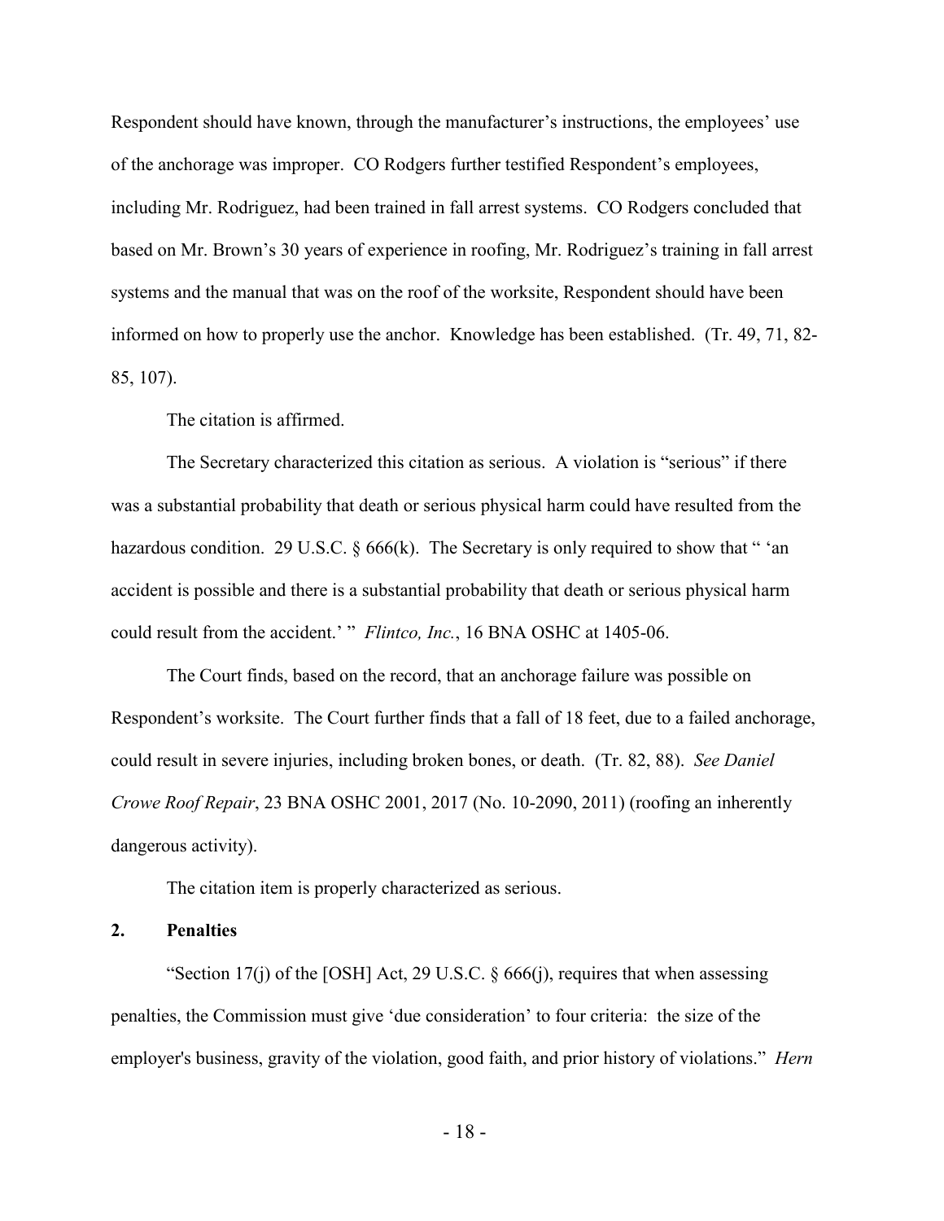Respondent should have known, through the manufacturer's instructions, the employees' use of the anchorage was improper. CO Rodgers further testified Respondent's employees, including Mr. Rodriguez, had been trained in fall arrest systems. CO Rodgers concluded that based on Mr. Brown's 30 years of experience in roofing, Mr. Rodriguez's training in fall arrest systems and the manual that was on the roof of the worksite, Respondent should have been informed on how to properly use the anchor. Knowledge has been established. (Tr. 49, 71, 82-85, 107).

The citation is affirmed.

The Secretary characterized this citation as serious. A violation is "serious" if there was a substantial probability that death or serious physical harm could have resulted from the hazardous condition. 29 U.S.C. § 666(k). The Secretary is only required to show that " 'an accident is possible and there is a substantial probability that death or serious physical harm could result from the accident.' " *Flintco, Inc.*, 16 BNA OSHC at 1405-06.

The Court finds, based on the record, that an anchorage failure was possible on Respondent's worksite. The Court further finds that a fall of 18 feet, due to a failed anchorage, could result in severe injuries, including broken bones, or death. (Tr. 82, 88). *See Daniel Crowe Roof Repair*, 23 BNA OSHC 2001, 2017 (No. 10-2090, 2011) (roofing an inherently dangerous activity).

The citation item is properly characterized as serious.

**2. Penalties**

"Section 17(j) of the [OSH] Act, 29 U.S.C. § 666(j), requires that when assessing penalties, the Commission must give 'due consideration' to four criteria: the size of the employer's business, gravity of the violation, good faith, and prior history of violations." *Hern*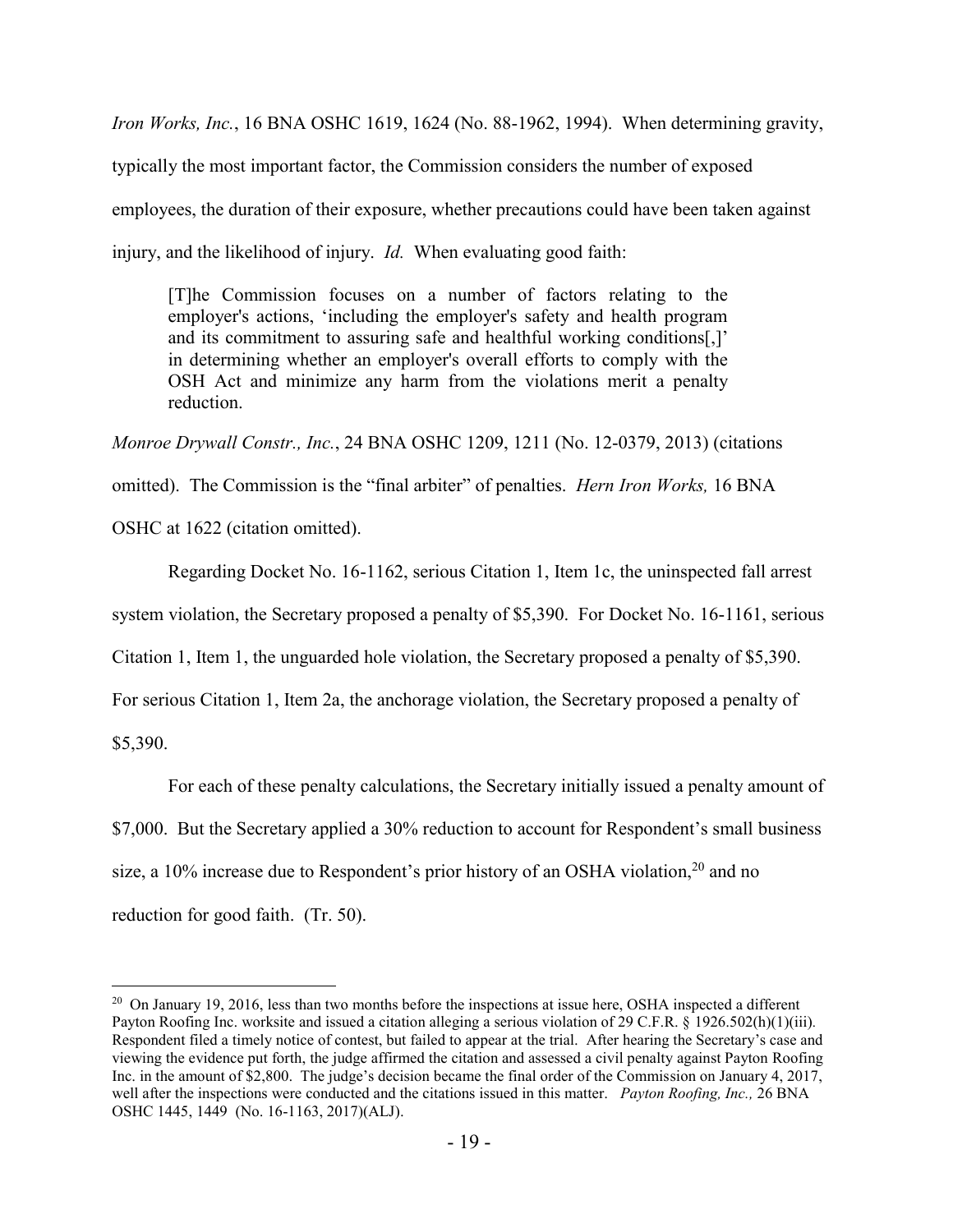*Iron Works, Inc.*, 16 BNA OSHC 1619, 1624 (No. 88-1962, 1994). When determining gravity, typically the most important factor, the Commission considers the number of exposed employees, the duration of their exposure, whether precautions could have been taken against injury, and the likelihood of injury. *Id.* When evaluating good faith:

> [T]he Commission focuses on a number of factors relating to the employer's actions, 'including the employer's safety and health program and its commitment to assuring safe and healthful working conditions[,]' in determining whether an employer's overall efforts to comply with the OSH Act and minimize any harm from the violations merit a penalty reduction.

*Monroe Drywall Constr., Inc.*, 24 BNA OSHC 1209, 1211 (No. 12-0379, 2013) (citations omitted). The Commission is the "final arbiter" of penalties. *Hern Iron Works,* 16 BNA OSHC at 1622 (citation omitted).

Regarding Docket No. 16-1162, serious Citation 1, Item 1c, the uninspected fall arrest system violation, the Secretary proposed a penalty of $5,390. For Docket No. 16-1161, serious Citation 1, Item 1, the unguarded hole violation, the Secretary proposed a penalty of $5,390. For serious Citation 1, Item 2a, the anchorage violation, the Secretary proposed a penalty of $5,390.

For each of these penalty calculations, the Secretary initially issued a penalty amount of $7,000. But the Secretary applied a 30% reduction to account for Respondent's small business size, a 10% increase due to Respondent's prior history of an OSHA violation,[20] and no reduction for good faith. (Tr. 50).

[20] On January 19, 2016, less than two months before the inspections at issue here, OSHA inspected a different Payton Roofing Inc. worksite and issued a citation alleging a serious violation of 29 C.F.R. § 1926.502(h)(1)(iii). Respondent filed a timely notice of contest, but failed to appear at the trial. After hearing the Secretary's case and viewing the evidence put forth, the judge affirmed the citation and assessed a civil penalty against Payton Roofing Inc. in the amount of $2,800. The judge's decision became the final order of the Commission on January 4, 2017, well after the inspections were conducted and the citations issued in this matter. *Payton Roofing, Inc.,* 26 BNA OSHC 1445, 1449 (No. 16-1163, 2017)(ALJ).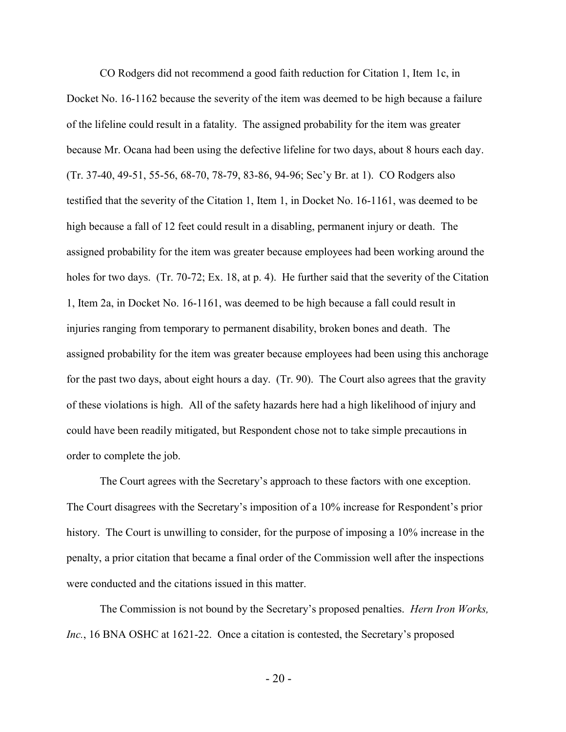CO Rodgers did not recommend a good faith reduction for Citation 1, Item 1c, in Docket No. 16-1162 because the severity of the item was deemed to be high because a failure of the lifeline could result in a fatality. The assigned probability for the item was greater because Mr. Ocana had been using the defective lifeline for two days, about 8 hours each day. (Tr. 37-40, 49-51, 55-56, 68-70, 78-79, 83-86, 94-96; Sec'y Br. at 1). CO Rodgers also testified that the severity of the Citation 1, Item 1, in Docket No. 16-1161, was deemed to be high because a fall of 12 feet could result in a disabling, permanent injury or death. The assigned probability for the item was greater because employees had been working around the holes for two days. (Tr. 70-72; Ex. 18, at p. 4). He further said that the severity of the Citation 1, Item 2a, in Docket No. 16-1161, was deemed to be high because a fall could result in injuries ranging from temporary to permanent disability, broken bones and death. The assigned probability for the item was greater because employees had been using this anchorage for the past two days, about eight hours a day. (Tr. 90). The Court also agrees that the gravity of these violations is high. All of the safety hazards here had a high likelihood of injury and could have been readily mitigated, but Respondent chose not to take simple precautions in order to complete the job.

The Court agrees with the Secretary's approach to these factors with one exception. The Court disagrees with the Secretary's imposition of a 10% increase for Respondent's prior history. The Court is unwilling to consider, for the purpose of imposing a 10% increase in the penalty, a prior citation that became a final order of the Commission well after the inspections were conducted and the citations issued in this matter.

The Commission is not bound by the Secretary's proposed penalties. *Hern Iron Works, Inc.*, 16 BNA OSHC at 1621-22. Once a citation is contested, the Secretary's proposed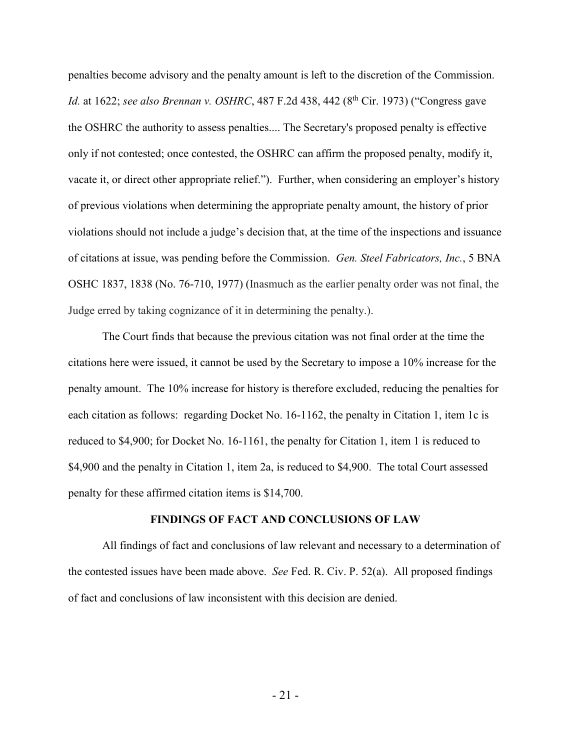penalties become advisory and the penalty amount is left to the discretion of the Commission. *Id.* at 1622; *see also Brennan v. OSHRC*, 487 F.2d 438, 442 (8th Cir. 1973) ("Congress gave the OSHRC the authority to assess penalties.... The Secretary's proposed penalty is effective only if not contested; once contested, the OSHRC can affirm the proposed penalty, modify it, vacate it, or direct other appropriate relief."). Further, when considering an employer's history of previous violations when determining the appropriate penalty amount, the history of prior violations should not include a judge's decision that, at the time of the inspections and issuance of citations at issue, was pending before the Commission. *Gen. Steel Fabricators, Inc.*, 5 BNA OSHC 1837, 1838 (No. 76-710, 1977) (Inasmuch as the earlier penalty order was not final, the Judge erred by taking cognizance of it in determining the penalty.).

The Court finds that because the previous citation was not final order at the time the citations here were issued, it cannot be used by the Secretary to impose a 10% increase for the penalty amount. The 10% increase for history is therefore excluded, reducing the penalties for each citation as follows: regarding Docket No. 16-1162, the penalty in Citation 1, item 1c is reduced to $4,900; for Docket No. 16-1161, the penalty for Citation 1, item 1 is reduced to $4,900 and the penalty in Citation 1, item 2a, is reduced to $4,900. The total Court assessed penalty for these affirmed citation items is $14,700.

## FINDINGS OF FACT AND CONCLUSIONS OF LAW

All findings of fact and conclusions of law relevant and necessary to a determination of the contested issues have been made above. *See* Fed. R. Civ. P. 52(a). All proposed findings of fact and conclusions of law inconsistent with this decision are denied.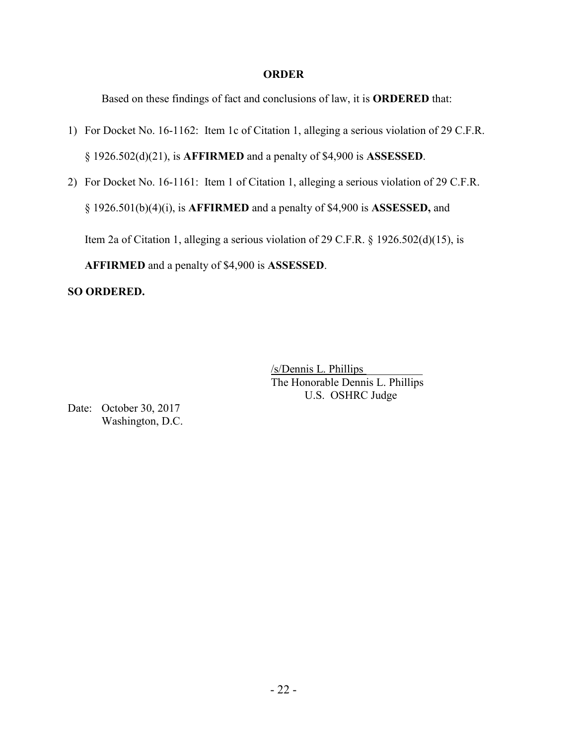## ORDER

Based on these findings of fact and conclusions of law, it is **ORDERED** that:

1) For Docket No. 16-1162: Item 1c of Citation 1, alleging a serious violation of 29 C.F.R. § 1926.502(d)(21), is **AFFIRMED** and a penalty of $4,900 is **ASSESSED**.

2) For Docket No. 16-1161: Item 1 of Citation 1, alleging a serious violation of 29 C.F.R. § 1926.501(b)(4)(i), is **AFFIRMED** and a penalty of $4,900 is **ASSESSED,** and

   Item 2a of Citation 1, alleging a serious violation of 29 C.F.R. § 1926.502(d)(15), is **AFFIRMED** and a penalty of $4,900 is **ASSESSED**.

**SO ORDERED.**

/s/Dennis L. Phillips
The Honorable Dennis L. Phillips
U.S. OSHRC Judge

Date: October 30, 2017
Washington, D.C.